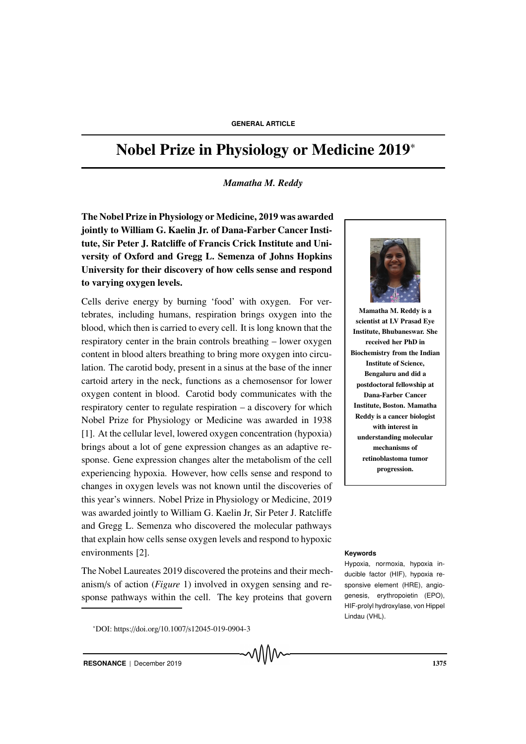GENERAL ARTICLE

# Nobel Prize in Physiology or Medicine 2019*

*Mamatha M. Reddy*

**The Nobel Prize in Physiology or Medicine, 2019 was awarded jointly to William G. Kaelin Jr. of Dana-Farber Cancer Institute, Sir Peter J. Ratcliffe of Francis Crick Institute and University of Oxford and Gregg L. Semenza of Johns Hopkins University for their discovery of how cells sense and respond to varying oxygen levels.**

Cells derive energy by burning 'food' with oxygen. For vertebrates, including humans, respiration brings oxygen into the blood, which then is carried to every cell. It is long known that the respiratory center in the brain controls breathing – lower oxygen content in blood alters breathing to bring more oxygen into circulation. The carotid body, present in a sinus at the base of the inner cartoid artery in the neck, functions as a chemosensor for lower oxygen content in blood. Carotid body communicates with the respiratory center to regulate respiration – a discovery for which Nobel Prize for Physiology or Medicine was awarded in 1938 [1]. At the cellular level, lowered oxygen concentration (hypoxia) brings about a lot of gene expression changes as an adaptive response. Gene expression changes alter the metabolism of the cell experiencing hypoxia. However, how cells sense and respond to changes in oxygen levels was not known until the discoveries of this year's winners. Nobel Prize in Physiology or Medicine, 2019 was awarded jointly to William G. Kaelin Jr, Sir Peter J. Ratcliffe and Gregg L. Semenza who discovered the molecular pathways that explain how cells sense oxygen levels and respond to hypoxic environments [2].

The Nobel Laureates 2019 discovered the proteins and their mechanism/s of action (*Figure* 1) involved in oxygen sensing and response pathways within the cell. The key proteins that govern

**Mamatha M. Reddy is a scientist at LV Prasad Eye Institute, Bhubaneswar. She received her PhD in Biochemistry from the Indian Institute of Science, Bengaluru and did a postdoctoral fellowship at Dana-Farber Cancer Institute, Boston. Mamatha Reddy is a cancer biologist with interest in understanding molecular mechanisms of retinoblastoma tumor progression.**

**Keywords**

Hypoxia, normoxia, hypoxia inducible factor (HIF), hypoxia responsive element (HRE), angiogenesis, erythropoietin (EPO), HIF-prolyl hydroxylase, von Hippel Lindau (VHL).

*DOI: https://doi.org/10.1007/s12045-019-0904-3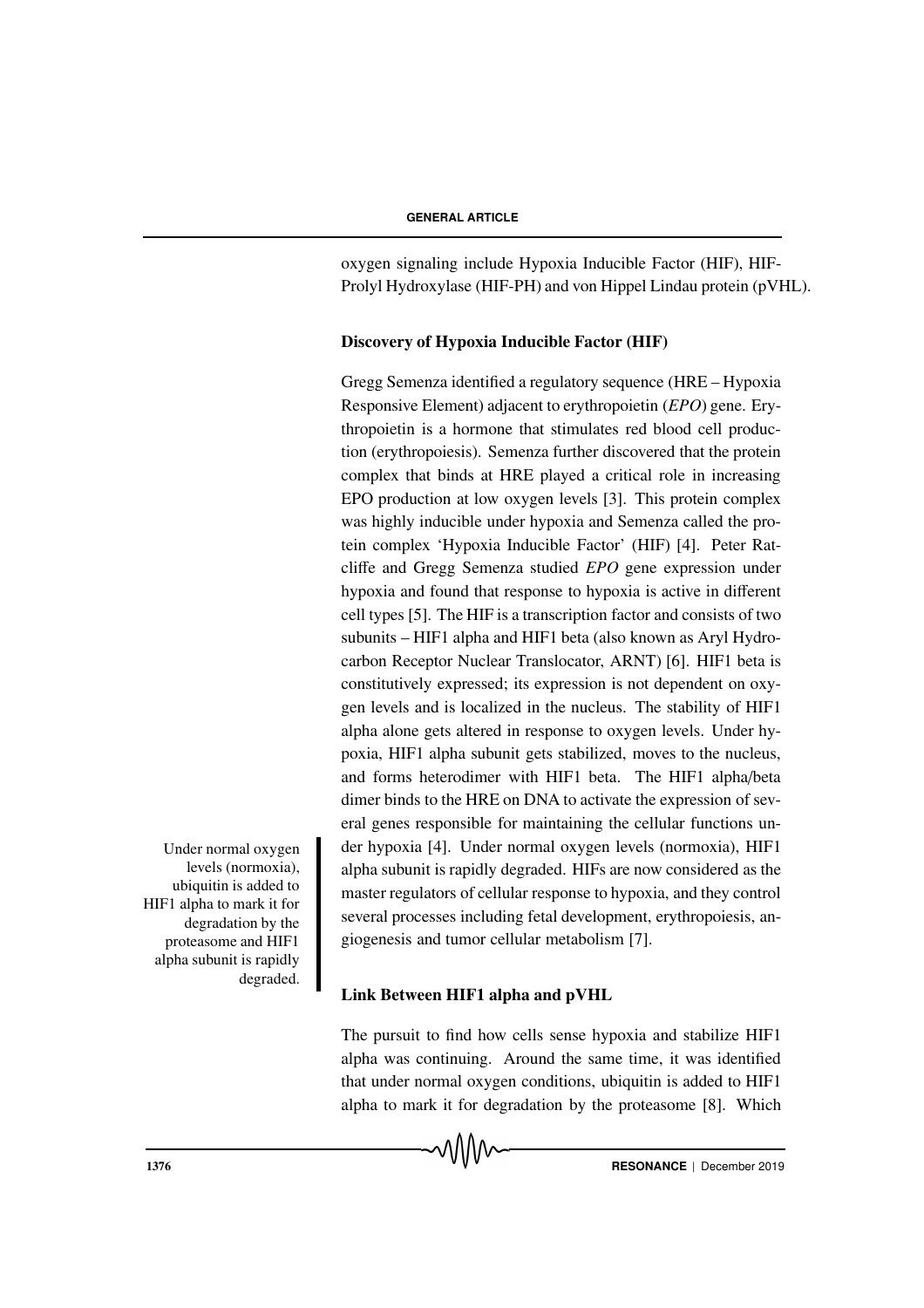oxygen signaling include Hypoxia Inducible Factor (HIF), HIF-Prolyl Hydroxylase (HIF-PH) and von Hippel Lindau protein (pVHL).

### Discovery of Hypoxia Inducible Factor (HIF)

Gregg Semenza identified a regulatory sequence (HRE – Hypoxia Responsive Element) adjacent to erythropoietin (*EPO*) gene. Erythropoietin is a hormone that stimulates red blood cell production (erythropoiesis). Semenza further discovered that the protein complex that binds at HRE played a critical role in increasing EPO production at low oxygen levels [3]. This protein complex was highly inducible under hypoxia and Semenza called the protein complex 'Hypoxia Inducible Factor' (HIF) [4]. Peter Ratcliffe and Gregg Semenza studied *EPO* gene expression under hypoxia and found that response to hypoxia is active in different cell types [5]. The HIF is a transcription factor and consists of two subunits – HIF1 alpha and HIF1 beta (also known as Aryl Hydrocarbon Receptor Nuclear Translocator, ARNT) [6]. HIF1 beta is constitutively expressed; its expression is not dependent on oxygen levels and is localized in the nucleus. The stability of HIF1 alpha alone gets altered in response to oxygen levels. Under hypoxia, HIF1 alpha subunit gets stabilized, moves to the nucleus, and forms heterodimer with HIF1 beta. The HIF1 alpha/beta dimer binds to the HRE on DNA to activate the expression of several genes responsible for maintaining the cellular functions under hypoxia [4]. Under normal oxygen levels (normoxia), HIF1 alpha subunit is rapidly degraded. HIFs are now considered as the master regulators of cellular response to hypoxia, and they control several processes including fetal development, erythropoiesis, angiogenesis and tumor cellular metabolism [7].

> Under normal oxygen levels (normoxia), ubiquitin is added to HIF1 alpha to mark it for degradation by the proteasome and HIF1 alpha subunit is rapidly degraded.

### Link Between HIF1 alpha and pVHL

The pursuit to find how cells sense hypoxia and stabilize HIF1 alpha was continuing. Around the same time, it was identified that under normal oxygen conditions, ubiquitin is added to HIF1 alpha to mark it for degradation by the proteasome [8]. Which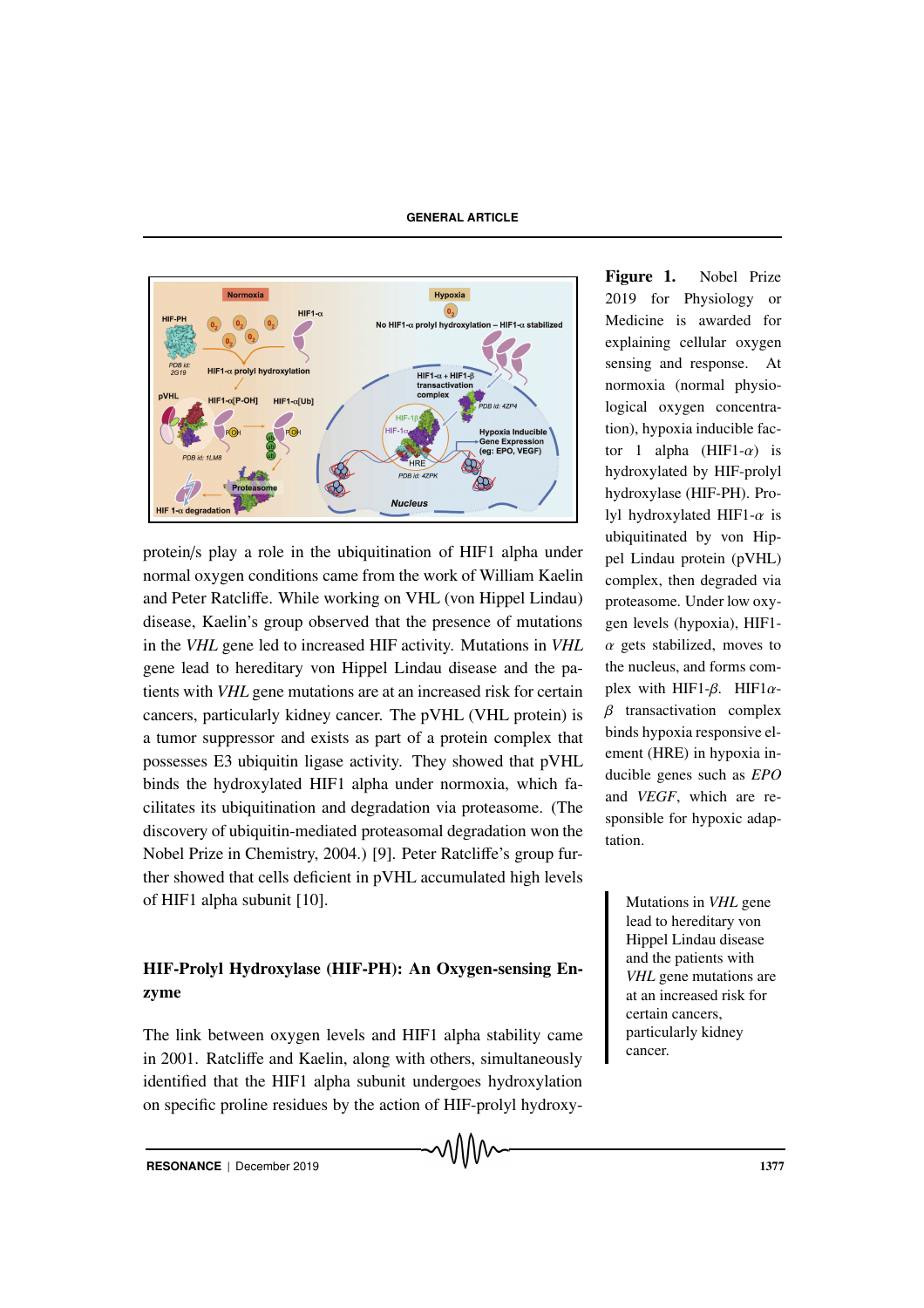**Figure 1.** Nobel Prize 2019 for Physiology or Medicine is awarded for explaining cellular oxygen sensing and response. At normoxia (normal physiological oxygen concentration), hypoxia inducible factor 1 alpha (HIF1-$\alpha$) is hydroxylated by HIF-prolyl hydroxylase (HIF-PH). Prolyl hydroxylated HIF1-$\alpha$ is ubiquitinated by von Hippel Lindau protein (pVHL) complex, then degraded via proteasome. Under low oxygen levels (hypoxia), HIF1-$\alpha$ gets stabilized, moves to the nucleus, and forms complex with HIF1-$\beta$. HIF1$\alpha$-$\beta$ transactivation complex binds hypoxia responsive element (HRE) in hypoxia inducible genes such as *EPO* and *VEGF*, which are responsible for hypoxic adaptation.

protein/s play a role in the ubiquitination of HIF1 alpha under normal oxygen conditions came from the work of William Kaelin and Peter Ratcliffe. While working on VHL (von Hippel Lindau) disease, Kaelin's group observed that the presence of mutations in the *VHL* gene led to increased HIF activity. Mutations in *VHL* gene lead to hereditary von Hippel Lindau disease and the patients with *VHL* gene mutations are at an increased risk for certain cancers, particularly kidney cancer. The pVHL (VHL protein) is a tumor suppressor and exists as part of a protein complex that possesses E3 ubiquitin ligase activity. They showed that pVHL binds the hydroxylated HIF1 alpha under normoxia, which facilitates its ubiquitination and degradation via proteasome. (The discovery of ubiquitin-mediated proteasomal degradation won the Nobel Prize in Chemistry, 2004.) [9]. Peter Ratcliffe's group further showed that cells deficient in pVHL accumulated high levels of HIF1 alpha subunit [10].

> Mutations in *VHL* gene lead to hereditary von Hippel Lindau disease and the patients with *VHL* gene mutations are at an increased risk for certain cancers, particularly kidney cancer.

## HIF-Prolyl Hydroxylase (HIF-PH): An Oxygen-sensing Enzyme

The link between oxygen levels and HIF1 alpha stability came in 2001. Ratcliffe and Kaelin, along with others, simultaneously identified that the HIF1 alpha subunit undergoes hydroxylation on specific proline residues by the action of HIF-prolyl hydroxy-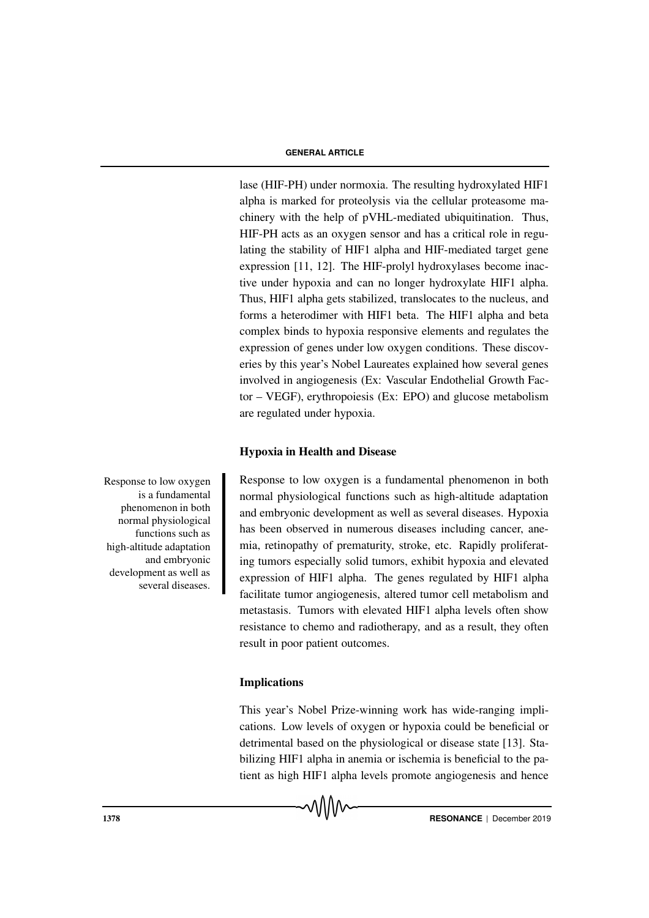lase (HIF-PH) under normoxia. The resulting hydroxylated HIF1 alpha is marked for proteolysis via the cellular proteasome machinery with the help of pVHL-mediated ubiquitination. Thus, HIF-PH acts as an oxygen sensor and has a critical role in regulating the stability of HIF1 alpha and HIF-mediated target gene expression [11, 12]. The HIF-prolyl hydroxylases become inactive under hypoxia and can no longer hydroxylate HIF1 alpha. Thus, HIF1 alpha gets stabilized, translocates to the nucleus, and forms a heterodimer with HIF1 beta. The HIF1 alpha and beta complex binds to hypoxia responsive elements and regulates the expression of genes under low oxygen conditions. These discoveries by this year's Nobel Laureates explained how several genes involved in angiogenesis (Ex: Vascular Endothelial Growth Factor – VEGF), erythropoiesis (Ex: EPO) and glucose metabolism are regulated under hypoxia.

### Hypoxia in Health and Disease

Response to low oxygen is a fundamental phenomenon in both normal physiological functions such as high-altitude adaptation and embryonic development as well as several diseases. Hypoxia has been observed in numerous diseases including cancer, anemia, retinopathy of prematurity, stroke, etc. Rapidly proliferating tumors especially solid tumors, exhibit hypoxia and elevated expression of HIF1 alpha. The genes regulated by HIF1 alpha facilitate tumor angiogenesis, altered tumor cell metabolism and metastasis. Tumors with elevated HIF1 alpha levels often show resistance to chemo and radiotherapy, and as a result, they often result in poor patient outcomes.

> Response to low oxygen is a fundamental phenomenon in both normal physiological functions such as high-altitude adaptation and embryonic development as well as several diseases.

### Implications

This year's Nobel Prize-winning work has wide-ranging implications. Low levels of oxygen or hypoxia could be beneficial or detrimental based on the physiological or disease state [13]. Stabilizing HIF1 alpha in anemia or ischemia is beneficial to the patient as high HIF1 alpha levels promote angiogenesis and hence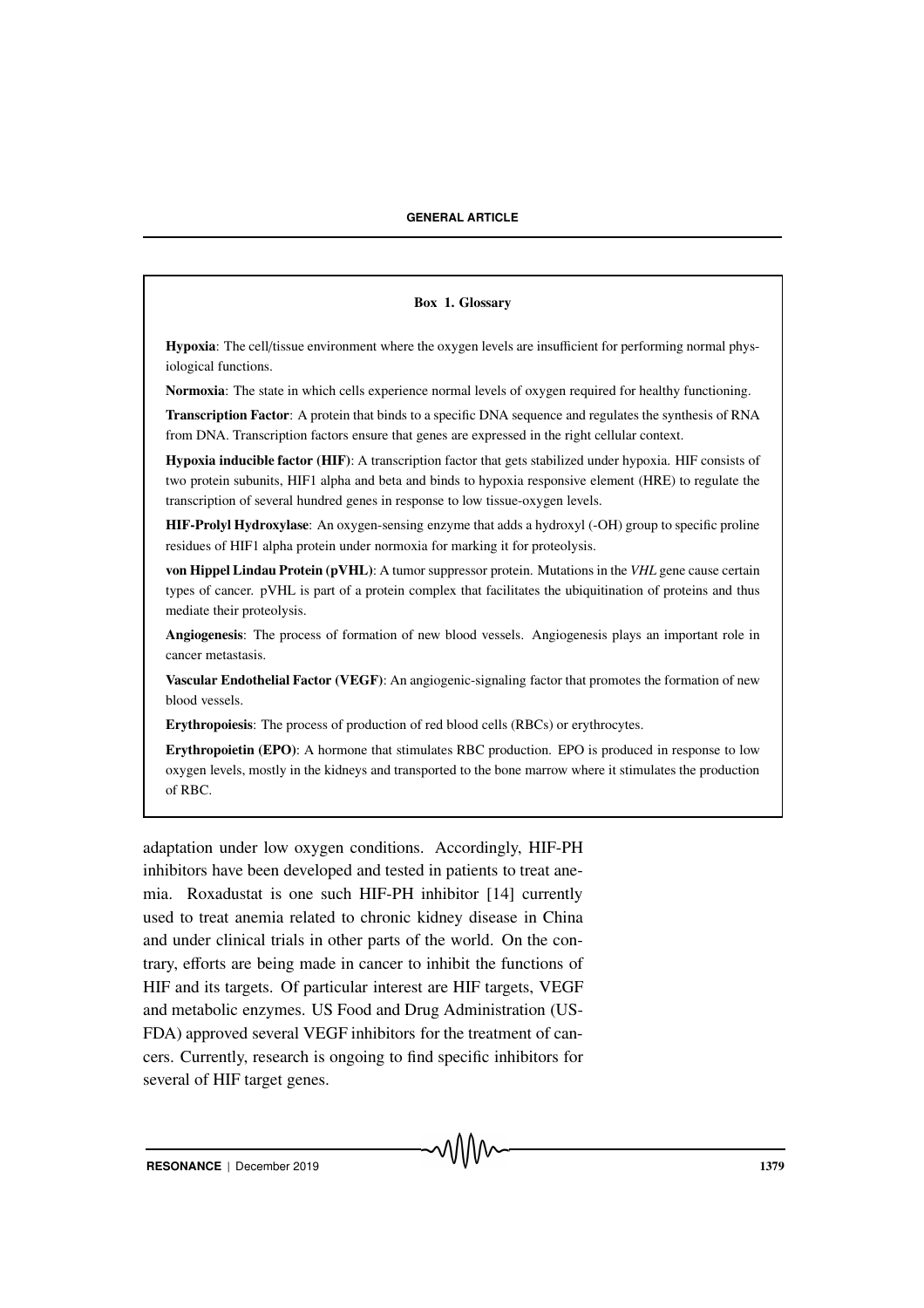### Box 1. Glossary

**Hypoxia**: The cell/tissue environment where the oxygen levels are insufficient for performing normal physiological functions.

**Normoxia**: The state in which cells experience normal levels of oxygen required for healthy functioning.

**Transcription Factor**: A protein that binds to a specific DNA sequence and regulates the synthesis of RNA from DNA. Transcription factors ensure that genes are expressed in the right cellular context.

**Hypoxia inducible factor (HIF)**: A transcription factor that gets stabilized under hypoxia. HIF consists of two protein subunits, HIF1 alpha and beta and binds to hypoxia responsive element (HRE) to regulate the transcription of several hundred genes in response to low tissue-oxygen levels.

**HIF-Prolyl Hydroxylase**: An oxygen-sensing enzyme that adds a hydroxyl (-OH) group to specific proline residues of HIF1 alpha protein under normoxia for marking it for proteolysis.

**von Hippel Lindau Protein (pVHL)**: A tumor suppressor protein. Mutations in the *VHL* gene cause certain types of cancer. pVHL is part of a protein complex that facilitates the ubiquitination of proteins and thus mediate their proteolysis.

**Angiogenesis**: The process of formation of new blood vessels. Angiogenesis plays an important role in cancer metastasis.

**Vascular Endothelial Factor (VEGF)**: An angiogenic-signaling factor that promotes the formation of new blood vessels.

**Erythropoiesis**: The process of production of red blood cells (RBCs) or erythrocytes.

**Erythropoietin (EPO)**: A hormone that stimulates RBC production. EPO is produced in response to low oxygen levels, mostly in the kidneys and transported to the bone marrow where it stimulates the production of RBC.

adaptation under low oxygen conditions. Accordingly, HIF-PH inhibitors have been developed and tested in patients to treat anemia. Roxadustat is one such HIF-PH inhibitor [14] currently used to treat anemia related to chronic kidney disease in China and under clinical trials in other parts of the world. On the contrary, efforts are being made in cancer to inhibit the functions of HIF and its targets. Of particular interest are HIF targets, VEGF and metabolic enzymes. US Food and Drug Administration (US-FDA) approved several VEGF inhibitors for the treatment of cancers. Currently, research is ongoing to find specific inhibitors for several of HIF target genes.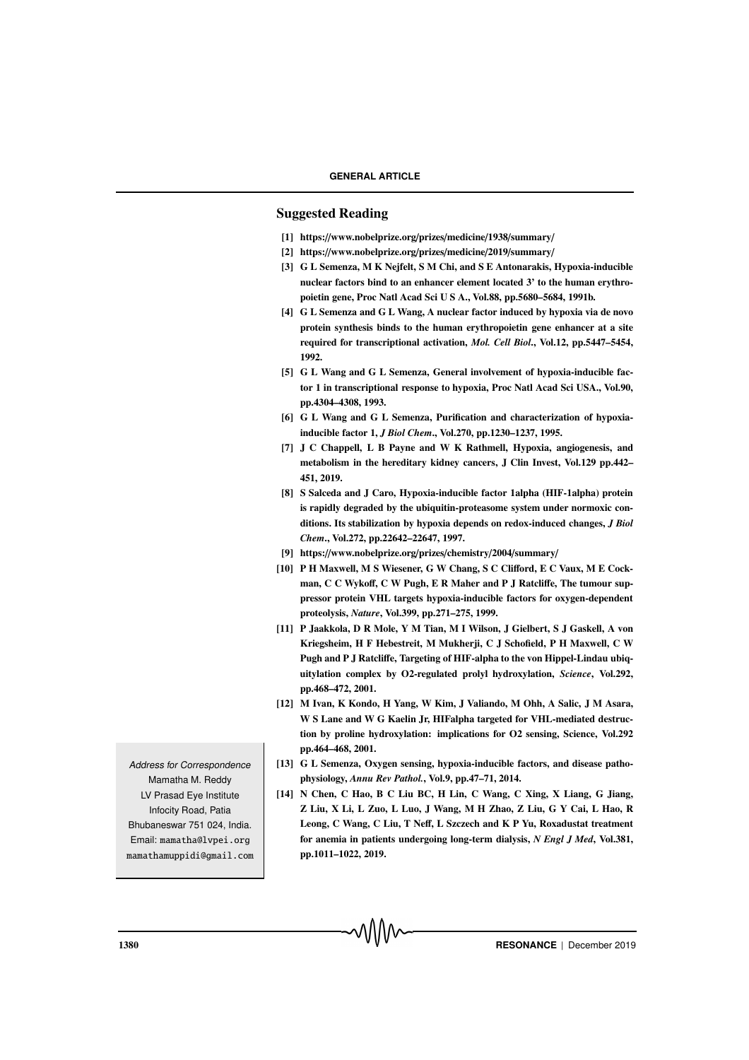## Suggested Reading

[1] https://www.nobelprize.org/prizes/medicine/1938/summary/

[2] https://www.nobelprize.org/prizes/medicine/2019/summary/

[3] G L Semenza, M K Nejfelt, S M Chi, and S E Antonarakis, Hypoxia-inducible nuclear factors bind to an enhancer element located 3' to the human erythropoietin gene, Proc Natl Acad Sci U S A., Vol.88, pp.5680–5684, 1991b.

[4] G L Semenza and G L Wang, A nuclear factor induced by hypoxia via de novo protein synthesis binds to the human erythropoietin gene enhancer at a site required for transcriptional activation, *Mol. Cell Biol*., Vol.12, pp.5447–5454, 1992.

[5] G L Wang and G L Semenza, General involvement of hypoxia-inducible factor 1 in transcriptional response to hypoxia, Proc Natl Acad Sci USA., Vol.90, pp.4304–4308, 1993.

[6] G L Wang and G L Semenza, Purification and characterization of hypoxia-inducible factor 1, *J Biol Chem*., Vol.270, pp.1230–1237, 1995.

[7] J C Chappell, L B Payne and W K Rathmell, Hypoxia, angiogenesis, and metabolism in the hereditary kidney cancers, J Clin Invest, Vol.129 pp.442–451, 2019.

[8] S Salceda and J Caro, Hypoxia-inducible factor 1alpha (HIF-1alpha) protein is rapidly degraded by the ubiquitin-proteasome system under normoxic conditions. Its stabilization by hypoxia depends on redox-induced changes, *J Biol Chem*., Vol.272, pp.22642–22647, 1997.

[9] https://www.nobelprize.org/prizes/chemistry/2004/summary/

[10] P H Maxwell, M S Wiesener, G W Chang, S C Clifford, E C Vaux, M E Cockman, C C Wykoff, C W Pugh, E R Maher and P J Ratcliffe, The tumour suppressor protein VHL targets hypoxia-inducible factors for oxygen-dependent proteolysis, *Nature*, Vol.399, pp.271–275, 1999.

[11] P Jaakkola, D R Mole, Y M Tian, M I Wilson, J Gielbert, S J Gaskell, A von Kriegsheim, H F Hebestreit, M Mukherji, C J Schofield, P H Maxwell, C W Pugh and P J Ratcliffe, Targeting of HIF-alpha to the von Hippel-Lindau ubiquitylation complex by O2-regulated prolyl hydroxylation, *Science*, Vol.292, pp.468–472, 2001.

[12] M Ivan, K Kondo, H Yang, W Kim, J Valiando, M Ohh, A Salic, J M Asara, W S Lane and W G Kaelin Jr, HIFalpha targeted for VHL-mediated destruction by proline hydroxylation: implications for O2 sensing, Science, Vol.292 pp.464–468, 2001.

[13] G L Semenza, Oxygen sensing, hypoxia-inducible factors, and disease pathophysiology, *Annu Rev Pathol.*, Vol.9, pp.47–71, 2014.

[14] N Chen, C Hao, B C Liu BC, H Lin, C Wang, C Xing, X Liang, G Jiang, Z Liu, X Li, L Zuo, L Luo, J Wang, M H Zhao, Z Liu, G Y Cai, L Hao, R Leong, C Wang, C Liu, T Neff, L Szczech and K P Yu, Roxadustat treatment for anemia in patients undergoing long-term dialysis, *N Engl J Med*, Vol.381, pp.1011–1022, 2019.

*Address for Correspondence*
Mamatha M. Reddy
LV Prasad Eye Institute
Infocity Road, Patia
Bhubaneswar 751 024, India.
Email: mamatha@lvpei.org
mamathamuppidi@gmail.com